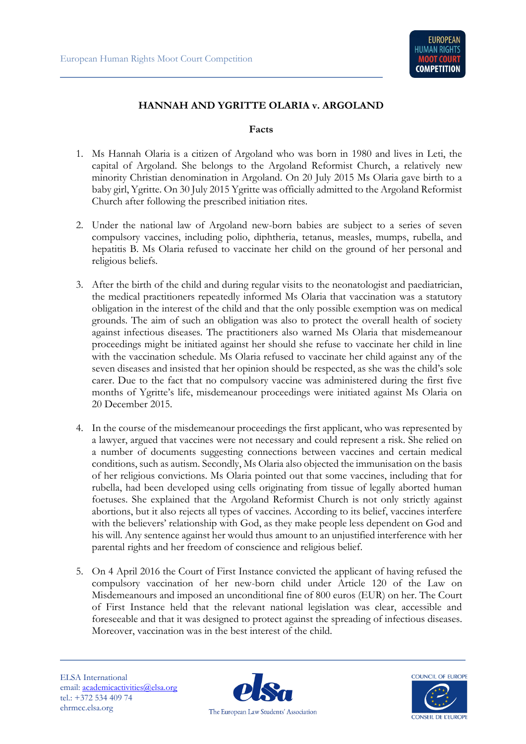**HANNAH AND YGRITTE OLARIA v. ARGOLAND**

**Facts**

1. Ms Hannah Olaria is a citizen of Argoland who was born in 1980 and lives in Leti, the capital of Argoland. She belongs to the Argoland Reformist Church, a relatively new minority Christian denomination in Argoland. On 20 July 2015 Ms Olaria gave birth to a baby girl, Ygritte. On 30 July 2015 Ygritte was officially admitted to the Argoland Reformist Church after following the prescribed initiation rites.

2. Under the national law of Argoland new-born babies are subject to a series of seven compulsory vaccines, including polio, diphtheria, tetanus, measles, mumps, rubella, and hepatitis B. Ms Olaria refused to vaccinate her child on the ground of her personal and religious beliefs.

3. After the birth of the child and during regular visits to the neonatologist and paediatrician, the medical practitioners repeatedly informed Ms Olaria that vaccination was a statutory obligation in the interest of the child and that the only possible exemption was on medical grounds. The aim of such an obligation was also to protect the overall health of society against infectious diseases. The practitioners also warned Ms Olaria that misdemeanour proceedings might be initiated against her should she refuse to vaccinate her child in line with the vaccination schedule. Ms Olaria refused to vaccinate her child against any of the seven diseases and insisted that her opinion should be respected, as she was the child's sole carer. Due to the fact that no compulsory vaccine was administered during the first five months of Ygritte's life, misdemeanour proceedings were initiated against Ms Olaria on 20 December 2015.

4. In the course of the misdemeanour proceedings the first applicant, who was represented by a lawyer, argued that vaccines were not necessary and could represent a risk. She relied on a number of documents suggesting connections between vaccines and certain medical conditions, such as autism. Secondly, Ms Olaria also objected the immunisation on the basis of her religious convictions. Ms Olaria pointed out that some vaccines, including that for rubella, had been developed using cells originating from tissue of legally aborted human foetuses. She explained that the Argoland Reformist Church is not only strictly against abortions, but it also rejects all types of vaccines. According to its belief, vaccines interfere with the believers' relationship with God, as they make people less dependent on God and his will. Any sentence against her would thus amount to an unjustified interference with her parental rights and her freedom of conscience and religious belief.

5. On 4 April 2016 the Court of First Instance convicted the applicant of having refused the compulsory vaccination of her new-born child under Article 120 of the Law on Misdemeanours and imposed an unconditional fine of 800 euros (EUR) on her. The Court of First Instance held that the relevant national legislation was clear, accessible and foreseeable and that it was designed to protect against the spreading of infectious diseases. Moreover, vaccination was in the best interest of the child.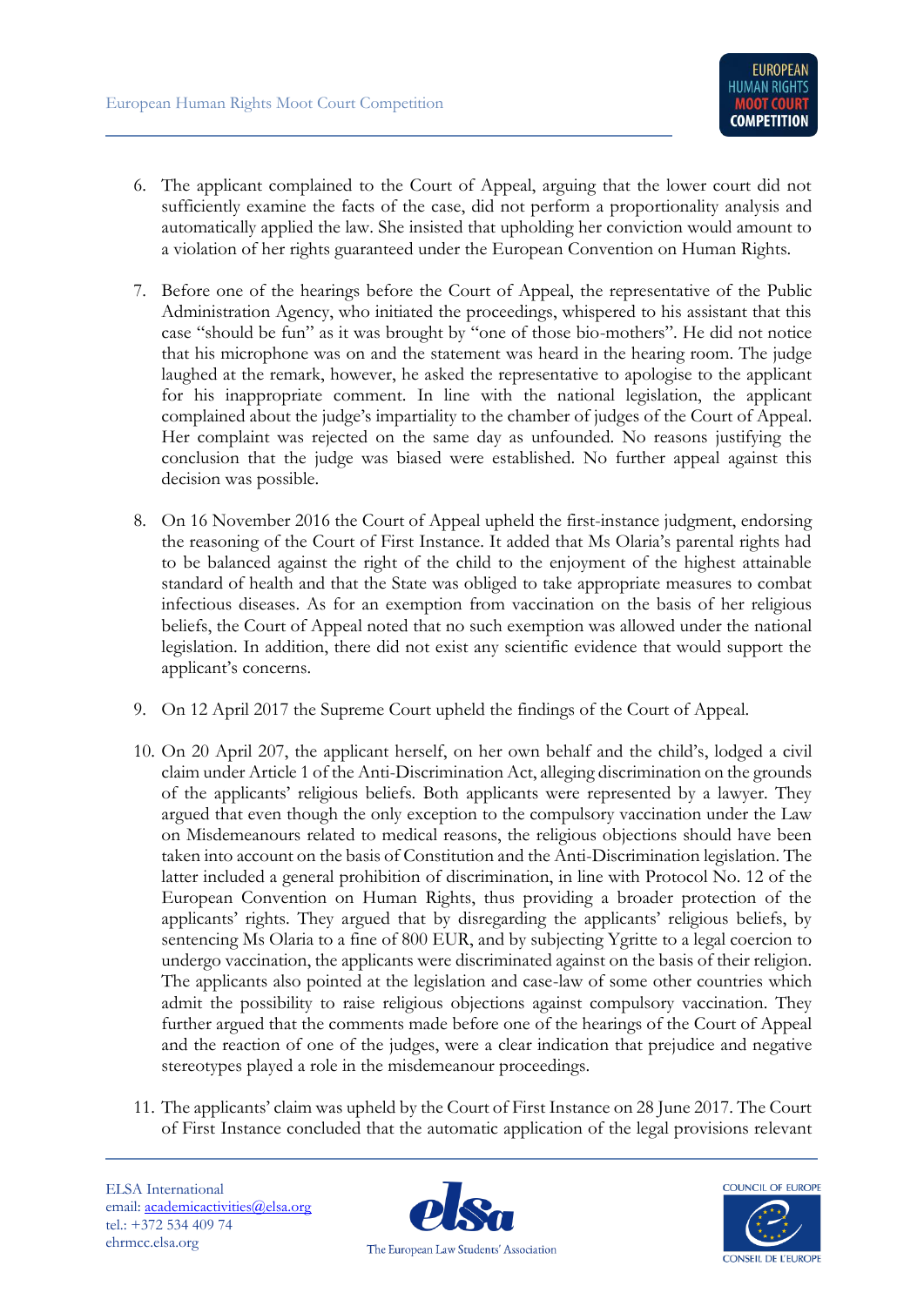6. The applicant complained to the Court of Appeal, arguing that the lower court did not sufficiently examine the facts of the case, did not perform a proportionality analysis and automatically applied the law. She insisted that upholding her conviction would amount to a violation of her rights guaranteed under the European Convention on Human Rights.

7. Before one of the hearings before the Court of Appeal, the representative of the Public Administration Agency, who initiated the proceedings, whispered to his assistant that this case "should be fun" as it was brought by "one of those bio-mothers". He did not notice that his microphone was on and the statement was heard in the hearing room. The judge laughed at the remark, however, he asked the representative to apologise to the applicant for his inappropriate comment. In line with the national legislation, the applicant complained about the judge's impartiality to the chamber of judges of the Court of Appeal. Her complaint was rejected on the same day as unfounded. No reasons justifying the conclusion that the judge was biased were established. No further appeal against this decision was possible.

8. On 16 November 2016 the Court of Appeal upheld the first-instance judgment, endorsing the reasoning of the Court of First Instance. It added that Ms Olaria's parental rights had to be balanced against the right of the child to the enjoyment of the highest attainable standard of health and that the State was obliged to take appropriate measures to combat infectious diseases. As for an exemption from vaccination on the basis of her religious beliefs, the Court of Appeal noted that no such exemption was allowed under the national legislation. In addition, there did not exist any scientific evidence that would support the applicant's concerns.

9. On 12 April 2017 the Supreme Court upheld the findings of the Court of Appeal.

10. On 20 April 207, the applicant herself, on her own behalf and the child's, lodged a civil claim under Article 1 of the Anti-Discrimination Act, alleging discrimination on the grounds of the applicants' religious beliefs. Both applicants were represented by a lawyer. They argued that even though the only exception to the compulsory vaccination under the Law on Misdemeanours related to medical reasons, the religious objections should have been taken into account on the basis of Constitution and the Anti-Discrimination legislation. The latter included a general prohibition of discrimination, in line with Protocol No. 12 of the European Convention on Human Rights, thus providing a broader protection of the applicants' rights. They argued that by disregarding the applicants' religious beliefs, by sentencing Ms Olaria to a fine of 800 EUR, and by subjecting Ygritte to a legal coercion to undergo vaccination, the applicants were discriminated against on the basis of their religion. The applicants also pointed at the legislation and case-law of some other countries which admit the possibility to raise religious objections against compulsory vaccination. They further argued that the comments made before one of the hearings of the Court of Appeal and the reaction of one of the judges, were a clear indication that prejudice and negative stereotypes played a role in the misdemeanour proceedings.

11. The applicants' claim was upheld by the Court of First Instance on 28 June 2017. The Court of First Instance concluded that the automatic application of the legal provisions relevant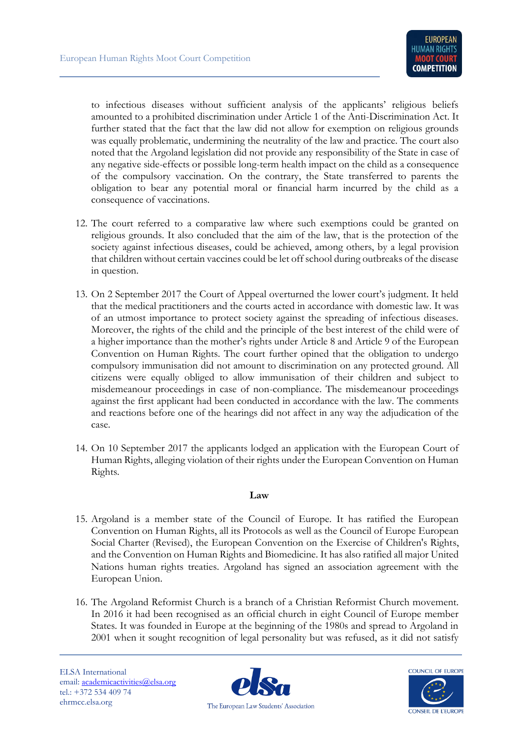to infectious diseases without sufficient analysis of the applicants' religious beliefs amounted to a prohibited discrimination under Article 1 of the Anti-Discrimination Act. It further stated that the fact that the law did not allow for exemption on religious grounds was equally problematic, undermining the neutrality of the law and practice. The court also noted that the Argoland legislation did not provide any responsibility of the State in case of any negative side-effects or possible long-term health impact on the child as a consequence of the compulsory vaccination. On the contrary, the State transferred to parents the obligation to bear any potential moral or financial harm incurred by the child as a consequence of vaccinations.

12. The court referred to a comparative law where such exemptions could be granted on religious grounds. It also concluded that the aim of the law, that is the protection of the society against infectious diseases, could be achieved, among others, by a legal provision that children without certain vaccines could be let off school during outbreaks of the disease in question.

13. On 2 September 2017 the Court of Appeal overturned the lower court's judgment. It held that the medical practitioners and the courts acted in accordance with domestic law. It was of an utmost importance to protect society against the spreading of infectious diseases. Moreover, the rights of the child and the principle of the best interest of the child were of a higher importance than the mother's rights under Article 8 and Article 9 of the European Convention on Human Rights. The court further opined that the obligation to undergo compulsory immunisation did not amount to discrimination on any protected ground. All citizens were equally obliged to allow immunisation of their children and subject to misdemeanour proceedings in case of non-compliance. The misdemeanour proceedings against the first applicant had been conducted in accordance with the law. The comments and reactions before one of the hearings did not affect in any way the adjudication of the case.

14. On 10 September 2017 the applicants lodged an application with the European Court of Human Rights, alleging violation of their rights under the European Convention on Human Rights.

**Law**

15. Argoland is a member state of the Council of Europe. It has ratified the European Convention on Human Rights, all its Protocols as well as the Council of Europe European Social Charter (Revised), the European Convention on the Exercise of Children's Rights, and the Convention on Human Rights and Biomedicine. It has also ratified all major United Nations human rights treaties. Argoland has signed an association agreement with the European Union.

16. The Argoland Reformist Church is a branch of a Christian Reformist Church movement. In 2016 it had been recognised as an official church in eight Council of Europe member States. It was founded in Europe at the beginning of the 1980s and spread to Argoland in 2001 when it sought recognition of legal personality but was refused, as it did not satisfy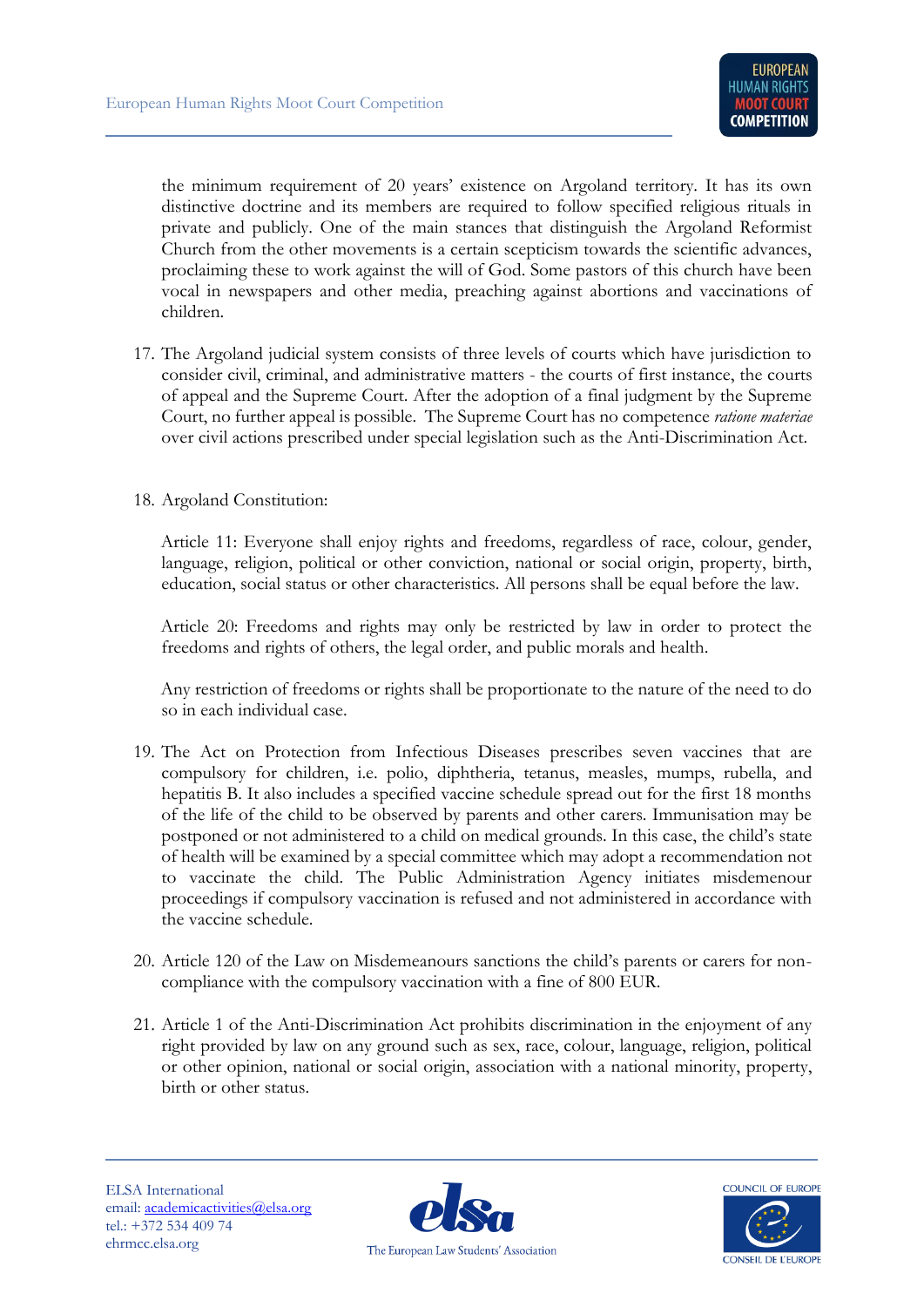the minimum requirement of 20 years' existence on Argoland territory. It has its own distinctive doctrine and its members are required to follow specified religious rituals in private and publicly. One of the main stances that distinguish the Argoland Reformist Church from the other movements is a certain scepticism towards the scientific advances, proclaiming these to work against the will of God. Some pastors of this church have been vocal in newspapers and other media, preaching against abortions and vaccinations of children.

17. The Argoland judicial system consists of three levels of courts which have jurisdiction to consider civil, criminal, and administrative matters - the courts of first instance, the courts of appeal and the Supreme Court. After the adoption of a final judgment by the Supreme Court, no further appeal is possible. The Supreme Court has no competence *ratione materiae* over civil actions prescribed under special legislation such as the Anti-Discrimination Act.

18. Argoland Constitution:

    Article 11: Everyone shall enjoy rights and freedoms, regardless of race, colour, gender, language, religion, political or other conviction, national or social origin, property, birth, education, social status or other characteristics. All persons shall be equal before the law.

    Article 20: Freedoms and rights may only be restricted by law in order to protect the freedoms and rights of others, the legal order, and public morals and health.

    Any restriction of freedoms or rights shall be proportionate to the nature of the need to do so in each individual case.

19. The Act on Protection from Infectious Diseases prescribes seven vaccines that are compulsory for children, i.e. polio, diphtheria, tetanus, measles, mumps, rubella, and hepatitis B. It also includes a specified vaccine schedule spread out for the first 18 months of the life of the child to be observed by parents and other carers. Immunisation may be postponed or not administered to a child on medical grounds. In this case, the child's state of health will be examined by a special committee which may adopt a recommendation not to vaccinate the child. The Public Administration Agency initiates misdemenour proceedings if compulsory vaccination is refused and not administered in accordance with the vaccine schedule.

20. Article 120 of the Law on Misdemeanours sanctions the child's parents or carers for non-compliance with the compulsory vaccination with a fine of 800 EUR.

21. Article 1 of the Anti-Discrimination Act prohibits discrimination in the enjoyment of any right provided by law on any ground such as sex, race, colour, language, religion, political or other opinion, national or social origin, association with a national minority, property, birth or other status.